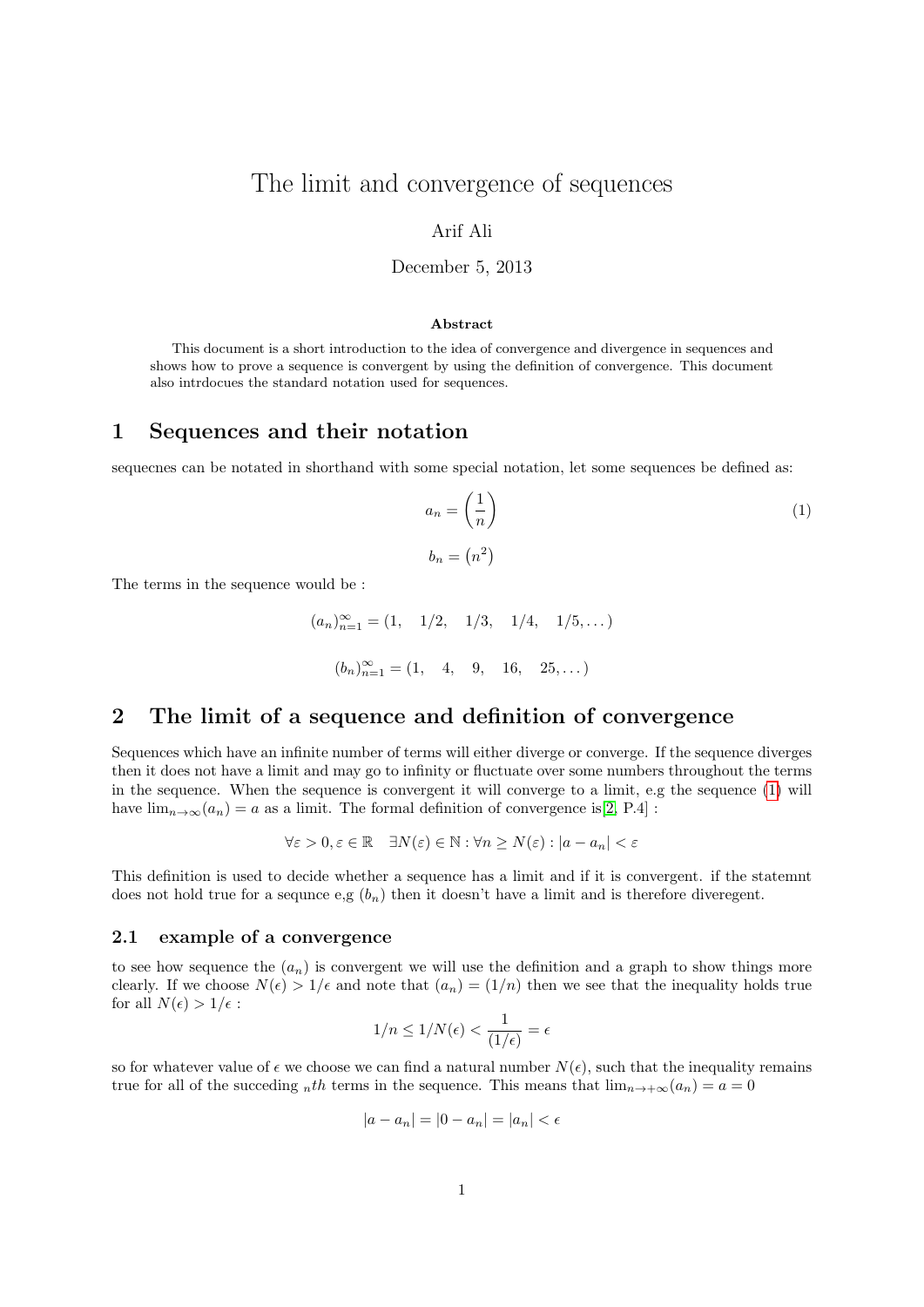# The limit and convergence of sequences

Arif Ali

December 5, 2013

**Abstract**

This document is a short introduction to the idea of convergence and divergence in sequences and shows how to prove a sequence is convergent by using the definition of convergence. This document also intrdocues the standard notation used for sequences.

## 1 Sequences and their notation

sequecnes can be notated in shorthand with some special notation, let some sequences be defined as:

$$a_n = \left(\frac{1}{n}\right) \tag{1}$$

$$b_n = \left(n^2\right)$$

The terms in the sequence would be :

$$(a_n)_{n=1}^{\infty} = (1, \quad 1/2, \quad 1/3, \quad 1/4, \quad 1/5, \dots)$$

$$(b_n)_{n=1}^{\infty} = (1, \quad 4, \quad 9, \quad 16, \quad 25, \dots)$$

## 2 The limit of a sequence and definition of convergence

Sequences which have an infinite number of terms will either diverge or converge. If the sequence diverges then it does not have a limit and may go to infinity or fluctuate over some numbers throughout the terms in the sequence. When the sequence is convergent it will converge to a limit, e.g the sequence (1) will have $\lim_{n\to\infty}(a_n) = a$ as a limit. The formal definition of convergence is[2, P.4] :

$$\forall \varepsilon > 0, \varepsilon \in \mathbb{R} \quad \exists N(\varepsilon) \in \mathbb{N} : \forall n \geq N(\varepsilon) : |a - a_n| < \varepsilon$$

This definition is used to decide whether a sequence has a limit and if it is convergent. if the statemnt does not hold true for a sequnce e,g $(b_n)$ then it doesn't have a limit and is therefore diveregent.

### 2.1 example of a convergence

to see how sequence the $(a_n)$ is convergent we will use the definition and a graph to show things more clearly. If we choose $N(\epsilon) > 1/\epsilon$ and note that $(a_n) = (1/n)$ then we see that the inequality holds true for all $N(\epsilon) > 1/\epsilon$ :

$$1/n \leq 1/N(\epsilon) < \frac{1}{(1/\epsilon)} = \epsilon$$

so for whatever value of $\epsilon$ we choose we can find a natural number $N(\epsilon)$, such that the inequality remains true for all of the succeding ${}_n th$ terms in the sequence. This means that $\lim_{n\to+\infty}(a_n) = a = 0$

$$|a - a_n| = |0 - a_n| = |a_n| < \epsilon$$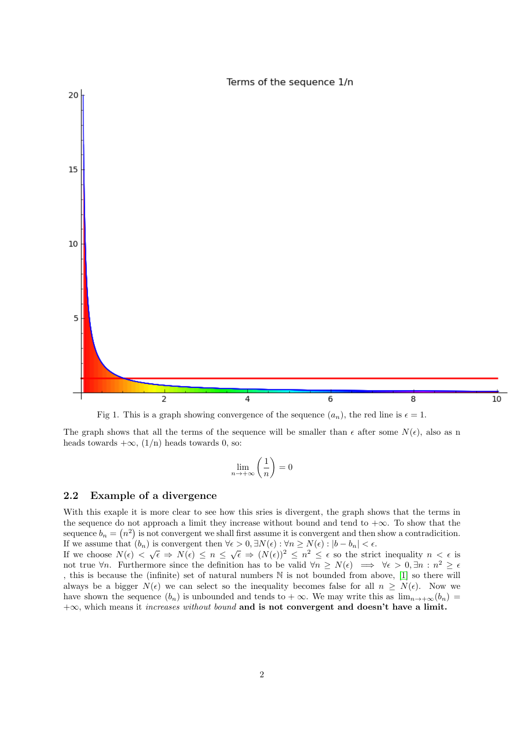Fig 1. This is a graph showing convergence of the sequence $(a_n)$, the red line is $\epsilon = 1$.

The graph shows that all the terms of the sequence will be smaller than $\epsilon$ after some $N(\epsilon)$, also as n heads towards $+\infty$, (1/n) heads towards 0, so:

$$\lim_{n \to +\infty} \left( \frac{1}{n} \right) = 0$$

## 2.2 Example of a divergence

With this exaple it is more clear to see how this sries is divergent, the graph shows that the terms in the sequence do not approach a limit they increase without bound and tend to $+\infty$. To show that the sequence $b_n = (n^2)$ is not convergent we shall first assume it is convergent and then show a contradicition. If we assume that $(b_n)$ is convergent then $\forall \epsilon > 0, \exists N(\epsilon) : \forall n \geq N(\epsilon) : |b - b_n| < \epsilon$.
If we choose $N(\epsilon) < \sqrt{\epsilon} \Rightarrow N(\epsilon) \leq n \leq \sqrt{\epsilon} \Rightarrow (N(\epsilon))^2 \leq n^2 \leq \epsilon$ so the strict inequality $n < \epsilon$ is not true $\forall n$. Furthermore since the definition has to be valid $\forall n \geq N(\epsilon) \implies \forall \epsilon > 0, \exists n : n^2 \geq \epsilon$ , this is because the (infinite) set of natural numbers $\mathbb{N}$ is not bounded from above, [1] so there will always be a bigger $N(\epsilon)$ we can select so the inequality becomes false for all $n \geq N(\epsilon)$. Now we have shown the sequence $(b_n)$ is unbounded and tends to $+\infty$. We may write this as $\lim_{n \to +\infty}(b_n) = +\infty$, which means it *increases without bound* **and is not convergent and doesn't have a limit.**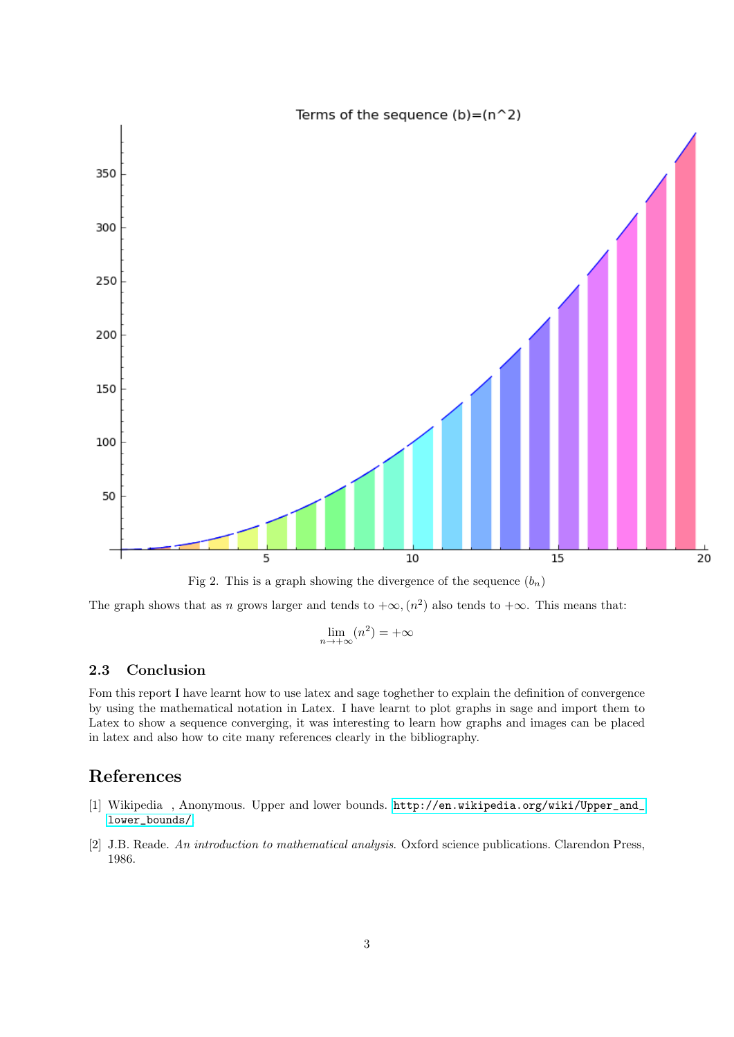Terms of the sequence (b)=(n^2)

350

300

250

200

150

100

50

5

10

15

20

Fig 2. This is a graph showing the divergence of the sequence $(b_n)$

The graph shows that as $n$ grows larger and tends to $+\infty$, $(n^2)$ also tends to $+\infty$. This means that:

$$\lim_{n \to +\infty} (n^2) = +\infty$$

### 2.3 Conclusion

Fom this report I have learnt how to use latex and sage toghether to explain the definition of convergence by using the mathematical notation in Latex. I have learnt to plot graphs in sage and import them to Latex to show a sequence converging, it was interesting to learn how graphs and images can be placed in latex and also how to cite many references clearly in the bibliography.

## References

[1] Wikipedia , Anonymous. Upper and lower bounds. http://en.wikipedia.org/wiki/Upper_and_lower_bounds/

[2] J.B. Reade. *An introduction to mathematical analysis*. Oxford science publications. Clarendon Press, 1986.